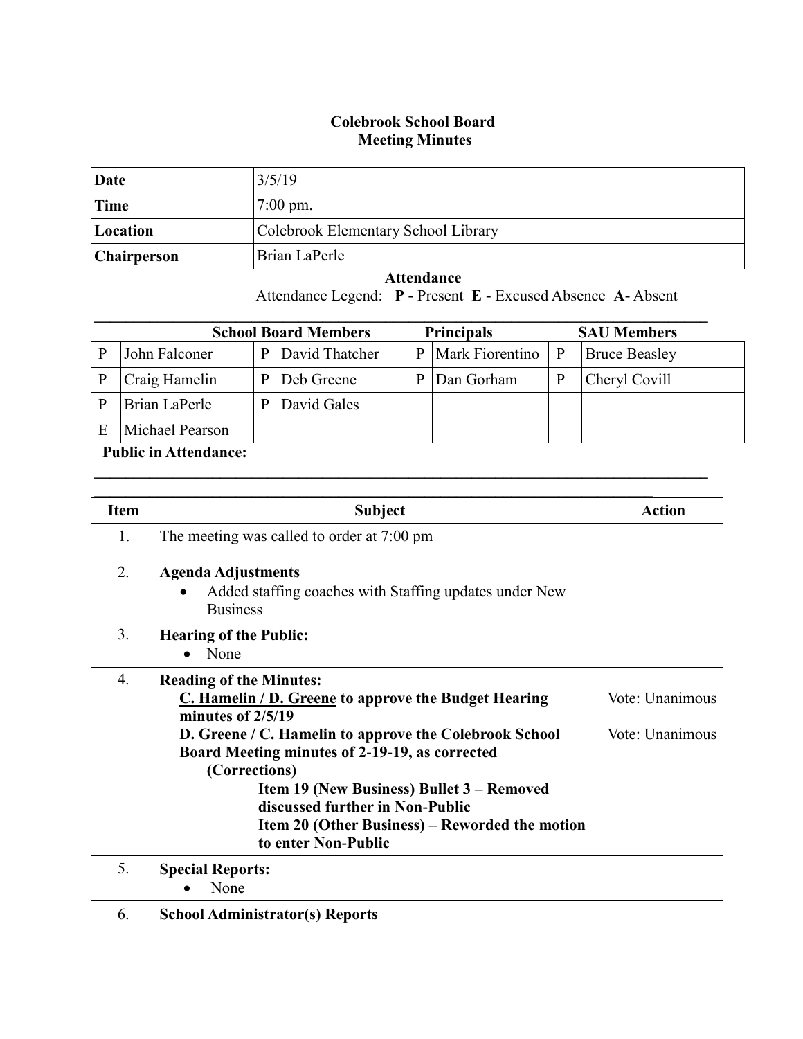**Colebrook School Board**
**Meeting Minutes**

| | |
|---|---|
| **Date** | 3/5/19 |
| **Time** | 7:00 pm. |
| **Location** | Colebrook Elementary School Library |
| **Chairperson** | Brian LaPerle |

**Attendance**

Attendance Legend: **P** - Present **E** - Excused Absence **A**- Absent

| School Board Members | | | | Principals | | SAU Members | |
|---|---|---|---|---|---|---|---|
| P | John Falconer | P | David Thatcher | P | Mark Fiorentino | P | Bruce Beasley |
| P | Craig Hamelin | P | Deb Greene | P | Dan Gorham | P | Cheryl Covill |
| P | Brian LaPerle | P | David Gales | | | | |
| E | Michael Pearson | | | | | | |

**Public in Attendance:**

| Item | Subject | Action |
|---|---|---|
| 1. | The meeting was called to order at 7:00 pm | |
| 2. | **Agenda Adjustments**<br>• Added staffing coaches with Staffing updates under New Business | |
| 3. | **Hearing of the Public:**<br>• None | |
| 4. | **Reading of the Minutes:**<br>**<u>C. Hamelin / D. Greene</u> to approve the Budget Hearing minutes of 2/5/19**<br>**D. Greene / C. Hamelin to approve the Colebrook School Board Meeting minutes of 2-19-19, as corrected**<br>**(Corrections)**<br>**Item 19 (New Business) Bullet 3 – Removed discussed further in Non-Public**<br>**Item 20 (Other Business) – Reworded the motion to enter Non-Public** | Vote: Unanimous<br><br>Vote: Unanimous |
| 5. | **Special Reports:**<br>• None | |
| 6. | **School Administrator(s) Reports** | |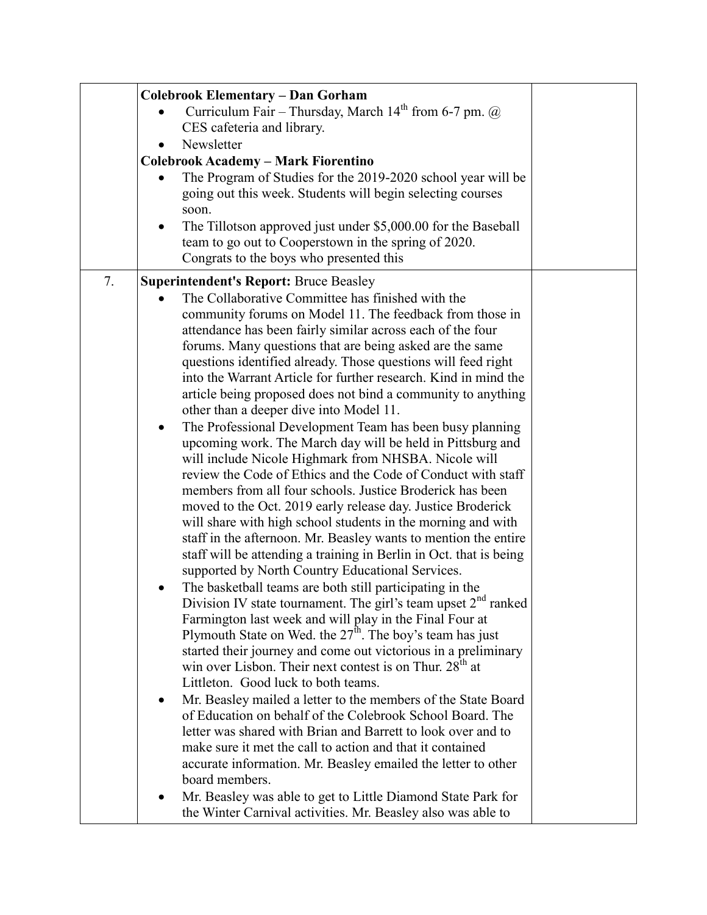| | | |
|---|---|---|
| | **Colebrook Elementary – Dan Gorham**<br>• Curriculum Fair – Thursday, March 14th from 6-7 pm. @ CES cafeteria and library.<br>• Newsletter<br>**Colebrook Academy – Mark Fiorentino**<br>• The Program of Studies for the 2019-2020 school year will be going out this week. Students will begin selecting courses soon.<br>• The Tillotson approved just under $5,000.00 for the Baseball team to go out to Cooperstown in the spring of 2020. Congrats to the boys who presented this | |
| 7. | **Superintendent's Report:** Bruce Beasley<br>• The Collaborative Committee has finished with the community forums on Model 11. The feedback from those in attendance has been fairly similar across each of the four forums. Many questions that are being asked are the same questions identified already. Those questions will feed right into the Warrant Article for further research. Kind in mind the article being proposed does not bind a community to anything other than a deeper dive into Model 11.<br>• The Professional Development Team has been busy planning upcoming work. The March day will be held in Pittsburg and will include Nicole Highmark from NHSBA. Nicole will review the Code of Ethics and the Code of Conduct with staff members from all four schools. Justice Broderick has been moved to the Oct. 2019 early release day. Justice Broderick will share with high school students in the morning and with staff in the afternoon. Mr. Beasley wants to mention the entire staff will be attending a training in Berlin in Oct. that is being supported by North Country Educational Services.<br>• The basketball teams are both still participating in the Division IV state tournament. The girl's team upset 2nd ranked Farmington last week and will play in the Final Four at Plymouth State on Wed. the 27th. The boy's team has just started their journey and come out victorious in a preliminary win over Lisbon. Their next contest is on Thur. 28th at Littleton. Good luck to both teams.<br>• Mr. Beasley mailed a letter to the members of the State Board of Education on behalf of the Colebrook School Board. The letter was shared with Brian and Barrett to look over and to make sure it met the call to action and that it contained accurate information. Mr. Beasley emailed the letter to other board members.<br>• Mr. Beasley was able to get to Little Diamond State Park for the Winter Carnival activities. Mr. Beasley also was able to | |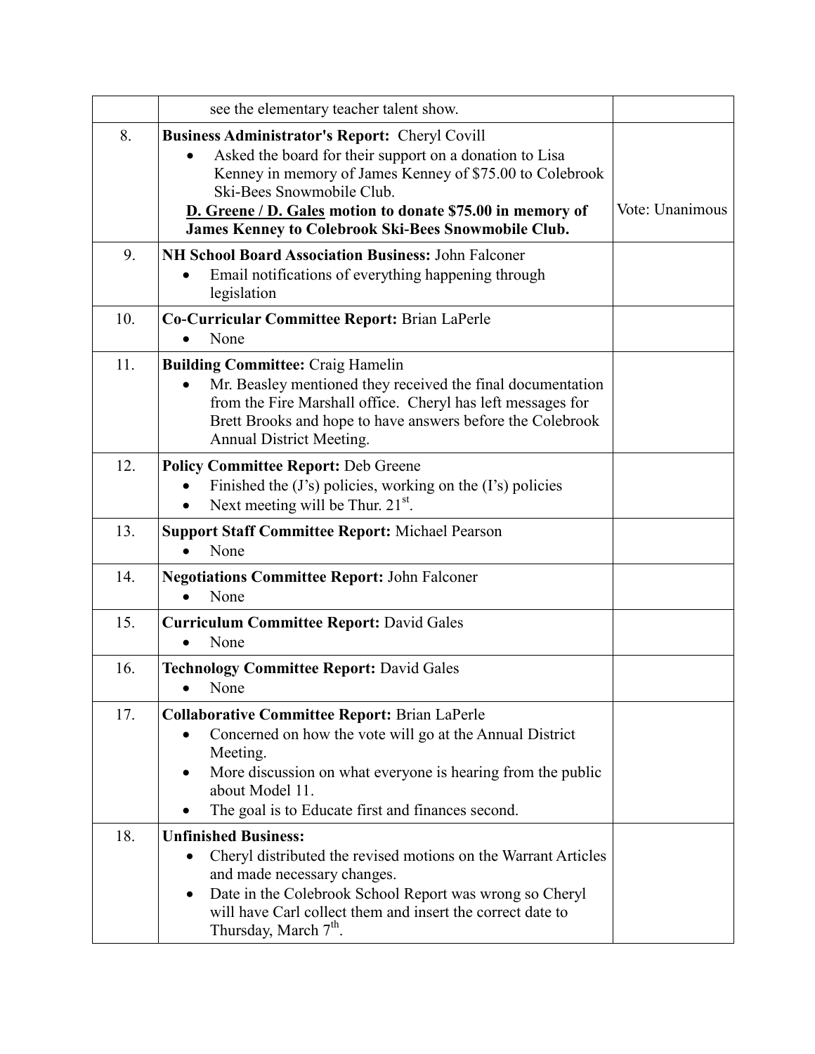|  |  |  |
|---|---|---|
|  | see the elementary teacher talent show. |  |
| 8. | **Business Administrator's Report:** Cheryl Covill<br>• Asked the board for their support on a donation to Lisa Kenney in memory of James Kenney of $75.00 to Colebrook Ski-Bees Snowmobile Club.<br>**D. Greene / D. Gales motion to donate $75.00 in memory of James Kenney to Colebrook Ski-Bees Snowmobile Club.** | Vote: Unanimous |
| 9. | **NH School Board Association Business:** John Falconer<br>• Email notifications of everything happening through legislation |  |
| 10. | **Co-Curricular Committee Report:** Brian LaPerle<br>• None |  |
| 11. | **Building Committee:** Craig Hamelin<br>• Mr. Beasley mentioned they received the final documentation from the Fire Marshall office. Cheryl has left messages for Brett Brooks and hope to have answers before the Colebrook Annual District Meeting. |  |
| 12. | **Policy Committee Report:** Deb Greene<br>• Finished the (J's) policies, working on the (I's) policies<br>• Next meeting will be Thur. 21st. |  |
| 13. | **Support Staff Committee Report:** Michael Pearson<br>• None |  |
| 14. | **Negotiations Committee Report:** John Falconer<br>• None |  |
| 15. | **Curriculum Committee Report:** David Gales<br>• None |  |
| 16. | **Technology Committee Report:** David Gales<br>• None |  |
| 17. | **Collaborative Committee Report:** Brian LaPerle<br>• Concerned on how the vote will go at the Annual District Meeting.<br>• More discussion on what everyone is hearing from the public about Model 11.<br>• The goal is to Educate first and finances second. |  |
| 18. | **Unfinished Business:**<br>• Cheryl distributed the revised motions on the Warrant Articles and made necessary changes.<br>• Date in the Colebrook School Report was wrong so Cheryl will have Carl collect them and insert the correct date to Thursday, March 7th. |  |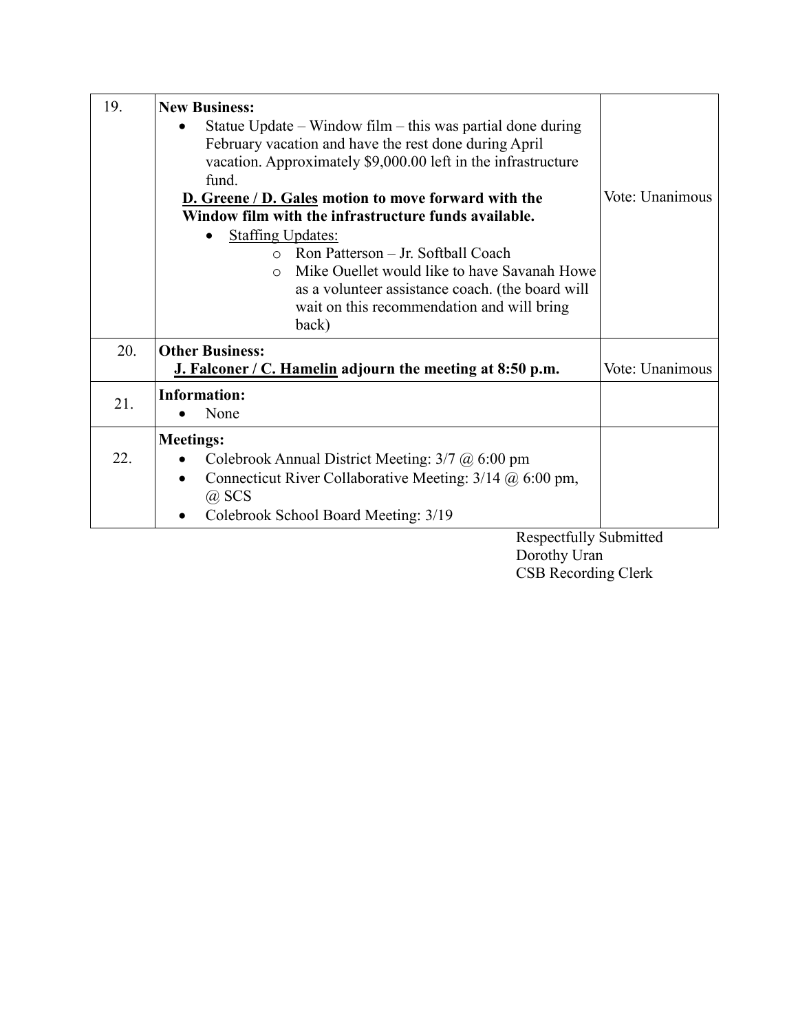| | | |
|---|---|---|
| 19. | **New Business:**<br>• Statue Update – Window film – this was partial done during February vacation and have the rest done during April vacation. Approximately $9,000.00 left in the infrastructure fund.<br>**<u>D. Greene / D. Gales</u> motion to move forward with the Window film with the infrastructure funds available.**<br>• <u>Staffing Updates:</u><br>  ○ Ron Patterson – Jr. Softball Coach<br>  ○ Mike Ouellet would like to have Savanah Howe as a volunteer assistance coach. (the board will wait on this recommendation and will bring back) | Vote: Unanimous |
| 20. | **Other Business:**<br>**<u>J. Falconer / C. Hamelin</u> adjourn the meeting at 8:50 p.m.** | Vote: Unanimous |
| 21. | **Information:**<br>• None | |
| 22. | **Meetings:**<br>• Colebrook Annual District Meeting: 3/7 @ 6:00 pm<br>• Connecticut River Collaborative Meeting: 3/14 @ 6:00 pm, @ SCS<br>• Colebrook School Board Meeting: 3/19 | |

Respectfully Submitted
Dorothy Uran
CSB Recording Clerk